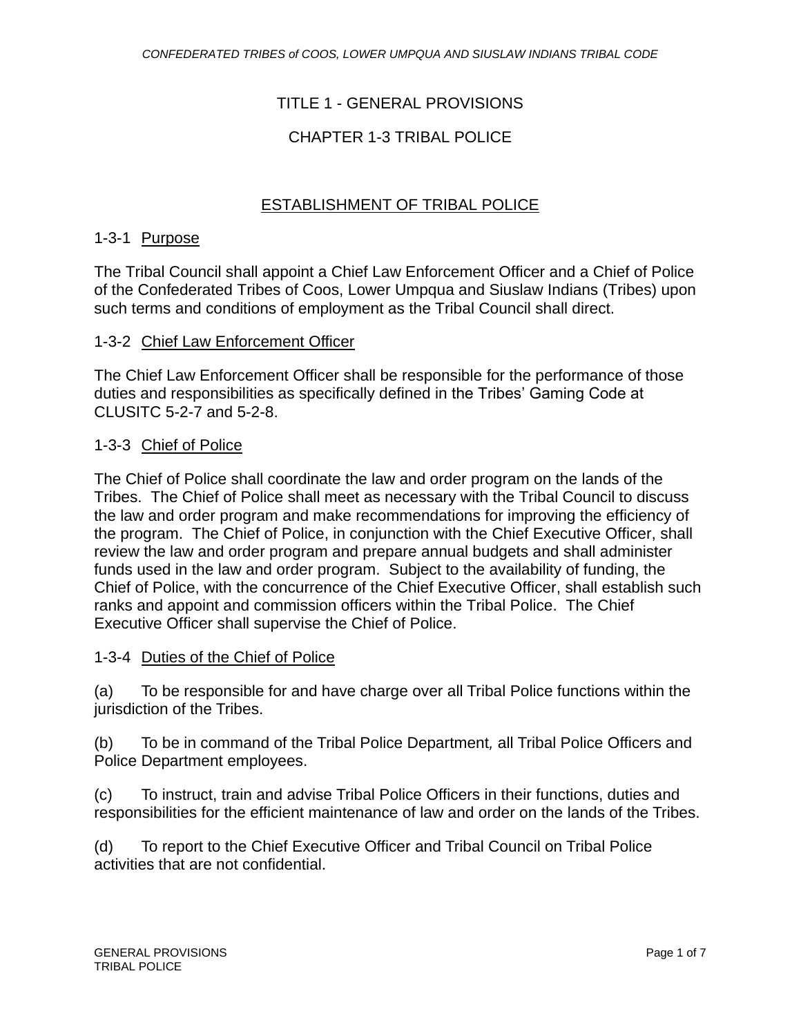# TITLE 1 - GENERAL PROVISIONS

## CHAPTER 1-3 TRIBAL POLICE

### ESTABLISHMENT OF TRIBAL POLICE

#### 1-3-1 Purpose

The Tribal Council shall appoint a Chief Law Enforcement Officer and a Chief of Police of the Confederated Tribes of Coos, Lower Umpqua and Siuslaw Indians (Tribes) upon such terms and conditions of employment as the Tribal Council shall direct.

#### 1-3-2 Chief Law Enforcement Officer

The Chief Law Enforcement Officer shall be responsible for the performance of those duties and responsibilities as specifically defined in the Tribes' Gaming Code at CLUSITC 5-2-7 and 5-2-8.

#### 1-3-3 Chief of Police

The Chief of Police shall coordinate the law and order program on the lands of the Tribes. The Chief of Police shall meet as necessary with the Tribal Council to discuss the law and order program and make recommendations for improving the efficiency of the program. The Chief of Police, in conjunction with the Chief Executive Officer, shall review the law and order program and prepare annual budgets and shall administer funds used in the law and order program. Subject to the availability of funding, the Chief of Police, with the concurrence of the Chief Executive Officer, shall establish such ranks and appoint and commission officers within the Tribal Police. The Chief Executive Officer shall supervise the Chief of Police.

#### 1-3-4 Duties of the Chief of Police

(a) To be responsible for and have charge over all Tribal Police functions within the jurisdiction of the Tribes.

(b) To be in command of the Tribal Police Department, all Tribal Police Officers and Police Department employees.

(c) To instruct, train and advise Tribal Police Officers in their functions, duties and responsibilities for the efficient maintenance of law and order on the lands of the Tribes.

(d) To report to the Chief Executive Officer and Tribal Council on Tribal Police activities that are not confidential.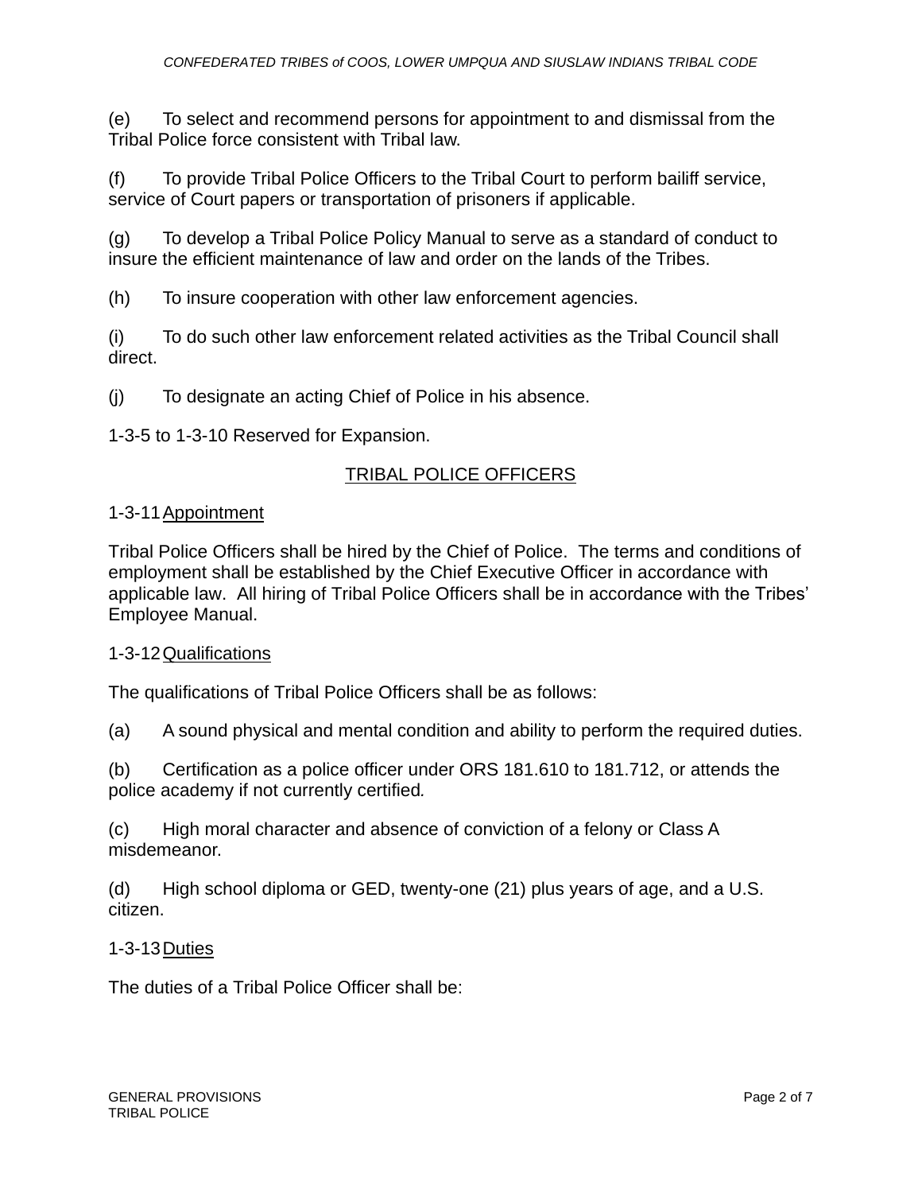(e) To select and recommend persons for appointment to and dismissal from the Tribal Police force consistent with Tribal law.

(f) To provide Tribal Police Officers to the Tribal Court to perform bailiff service, service of Court papers or transportation of prisoners if applicable.

(g) To develop a Tribal Police Policy Manual to serve as a standard of conduct to insure the efficient maintenance of law and order on the lands of the Tribes.

(h) To insure cooperation with other law enforcement agencies.

(i) To do such other law enforcement related activities as the Tribal Council shall direct.

(j) To designate an acting Chief of Police in his absence.

1-3-5 to 1-3-10 Reserved for Expansion.

## TRIBAL POLICE OFFICERS

### 1-3-11 Appointment

Tribal Police Officers shall be hired by the Chief of Police. The terms and conditions of employment shall be established by the Chief Executive Officer in accordance with applicable law. All hiring of Tribal Police Officers shall be in accordance with the Tribes' Employee Manual.

### 1-3-12 Qualifications

The qualifications of Tribal Police Officers shall be as follows:

(a) A sound physical and mental condition and ability to perform the required duties.

(b) Certification as a police officer under ORS 181.610 to 181.712, or attends the police academy if not currently certified*.*

(c) High moral character and absence of conviction of a felony or Class A misdemeanor.

(d) High school diploma or GED, twenty-one (21) plus years of age, and a U.S. citizen.

### 1-3-13 Duties

The duties of a Tribal Police Officer shall be: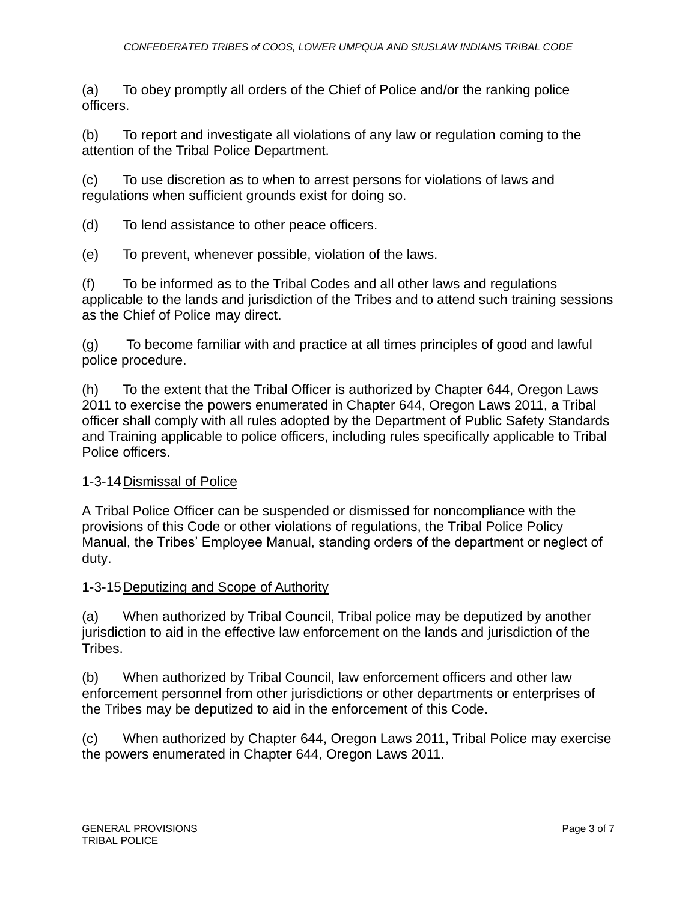(a) To obey promptly all orders of the Chief of Police and/or the ranking police officers.

(b) To report and investigate all violations of any law or regulation coming to the attention of the Tribal Police Department.

(c) To use discretion as to when to arrest persons for violations of laws and regulations when sufficient grounds exist for doing so.

(d) To lend assistance to other peace officers.

(e) To prevent, whenever possible, violation of the laws.

(f) To be informed as to the Tribal Codes and all other laws and regulations applicable to the lands and jurisdiction of the Tribes and to attend such training sessions as the Chief of Police may direct.

(g) To become familiar with and practice at all times principles of good and lawful police procedure.

(h) To the extent that the Tribal Officer is authorized by Chapter 644, Oregon Laws 2011 to exercise the powers enumerated in Chapter 644, Oregon Laws 2011, a Tribal officer shall comply with all rules adopted by the Department of Public Safety Standards and Training applicable to police officers, including rules specifically applicable to Tribal Police officers.

1-3-14 Dismissal of Police

A Tribal Police Officer can be suspended or dismissed for noncompliance with the provisions of this Code or other violations of regulations, the Tribal Police Policy Manual, the Tribes' Employee Manual, standing orders of the department or neglect of duty.

1-3-15 Deputizing and Scope of Authority

(a) When authorized by Tribal Council, Tribal police may be deputized by another jurisdiction to aid in the effective law enforcement on the lands and jurisdiction of the Tribes.

(b) When authorized by Tribal Council, law enforcement officers and other law enforcement personnel from other jurisdictions or other departments or enterprises of the Tribes may be deputized to aid in the enforcement of this Code.

(c) When authorized by Chapter 644, Oregon Laws 2011, Tribal Police may exercise the powers enumerated in Chapter 644, Oregon Laws 2011.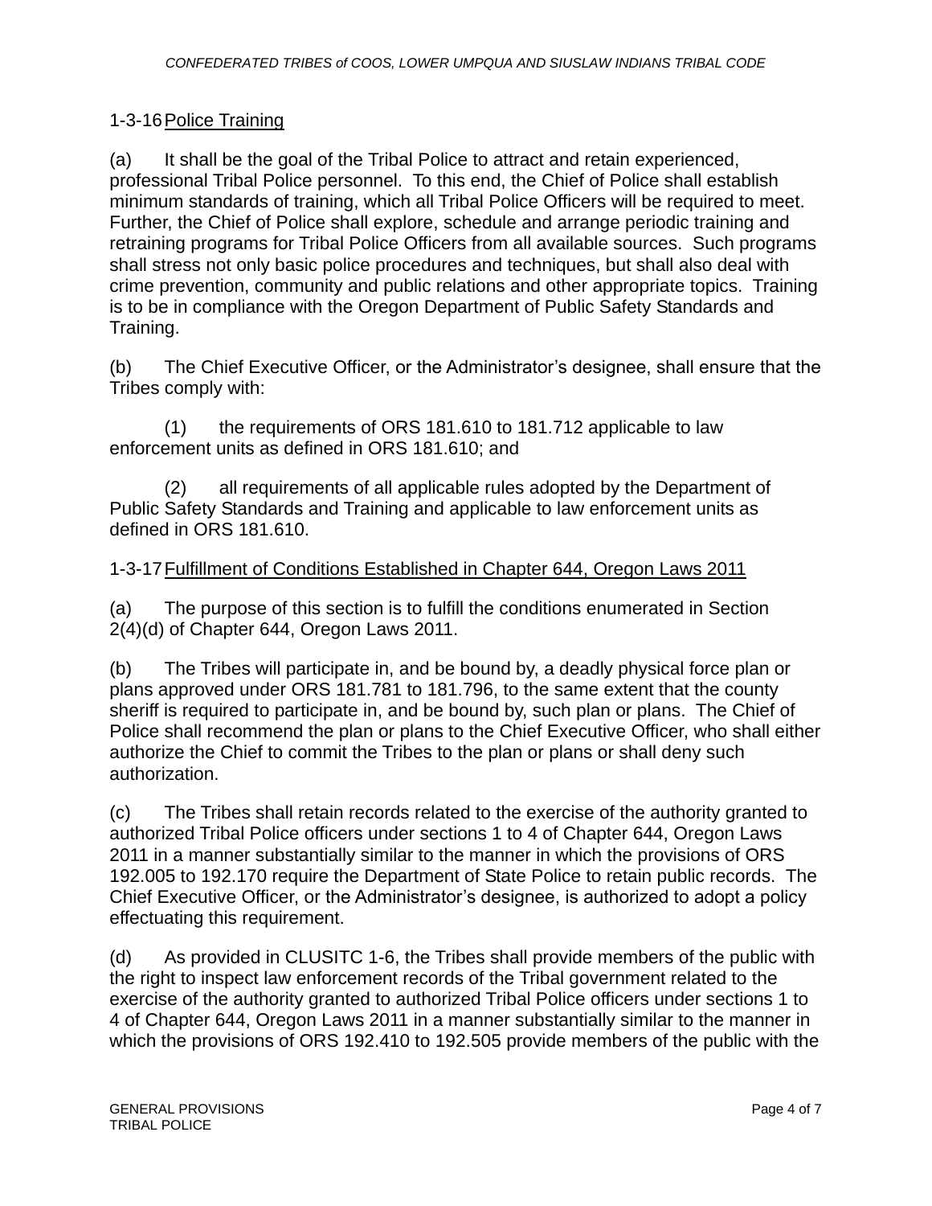### 1-3-16 Police Training

(a) It shall be the goal of the Tribal Police to attract and retain experienced, professional Tribal Police personnel. To this end, the Chief of Police shall establish minimum standards of training, which all Tribal Police Officers will be required to meet. Further, the Chief of Police shall explore, schedule and arrange periodic training and retraining programs for Tribal Police Officers from all available sources. Such programs shall stress not only basic police procedures and techniques, but shall also deal with crime prevention, community and public relations and other appropriate topics. Training is to be in compliance with the Oregon Department of Public Safety Standards and Training.

(b) The Chief Executive Officer, or the Administrator's designee, shall ensure that the Tribes comply with:

(1) the requirements of ORS 181.610 to 181.712 applicable to law enforcement units as defined in ORS 181.610; and

(2) all requirements of all applicable rules adopted by the Department of Public Safety Standards and Training and applicable to law enforcement units as defined in ORS 181.610.

### 1-3-17 Fulfillment of Conditions Established in Chapter 644, Oregon Laws 2011

(a) The purpose of this section is to fulfill the conditions enumerated in Section 2(4)(d) of Chapter 644, Oregon Laws 2011.

(b) The Tribes will participate in, and be bound by, a deadly physical force plan or plans approved under ORS 181.781 to 181.796, to the same extent that the county sheriff is required to participate in, and be bound by, such plan or plans. The Chief of Police shall recommend the plan or plans to the Chief Executive Officer, who shall either authorize the Chief to commit the Tribes to the plan or plans or shall deny such authorization.

(c) The Tribes shall retain records related to the exercise of the authority granted to authorized Tribal Police officers under sections 1 to 4 of Chapter 644, Oregon Laws 2011 in a manner substantially similar to the manner in which the provisions of ORS 192.005 to 192.170 require the Department of State Police to retain public records. The Chief Executive Officer, or the Administrator's designee, is authorized to adopt a policy effectuating this requirement.

(d) As provided in CLUSITC 1-6, the Tribes shall provide members of the public with the right to inspect law enforcement records of the Tribal government related to the exercise of the authority granted to authorized Tribal Police officers under sections 1 to 4 of Chapter 644, Oregon Laws 2011 in a manner substantially similar to the manner in which the provisions of ORS 192.410 to 192.505 provide members of the public with the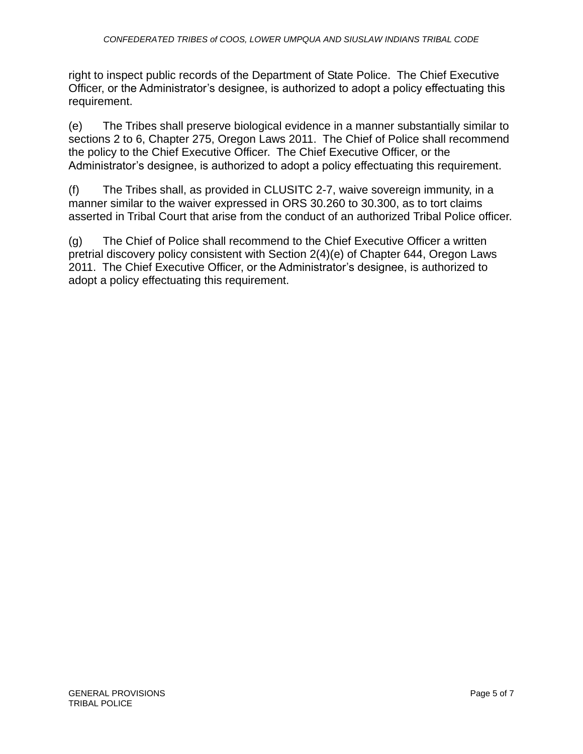right to inspect public records of the Department of State Police. The Chief Executive Officer, or the Administrator's designee, is authorized to adopt a policy effectuating this requirement.

(e) The Tribes shall preserve biological evidence in a manner substantially similar to sections 2 to 6, Chapter 275, Oregon Laws 2011. The Chief of Police shall recommend the policy to the Chief Executive Officer. The Chief Executive Officer, or the Administrator's designee, is authorized to adopt a policy effectuating this requirement.

(f) The Tribes shall, as provided in CLUSITC 2-7, waive sovereign immunity, in a manner similar to the waiver expressed in ORS 30.260 to 30.300, as to tort claims asserted in Tribal Court that arise from the conduct of an authorized Tribal Police officer.

(g) The Chief of Police shall recommend to the Chief Executive Officer a written pretrial discovery policy consistent with Section 2(4)(e) of Chapter 644, Oregon Laws 2011. The Chief Executive Officer, or the Administrator's designee, is authorized to adopt a policy effectuating this requirement.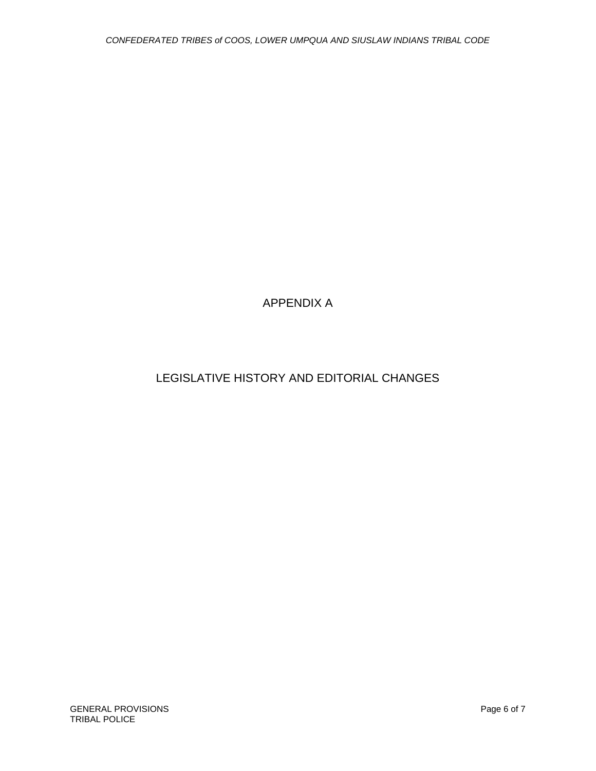# APPENDIX A

## LEGISLATIVE HISTORY AND EDITORIAL CHANGES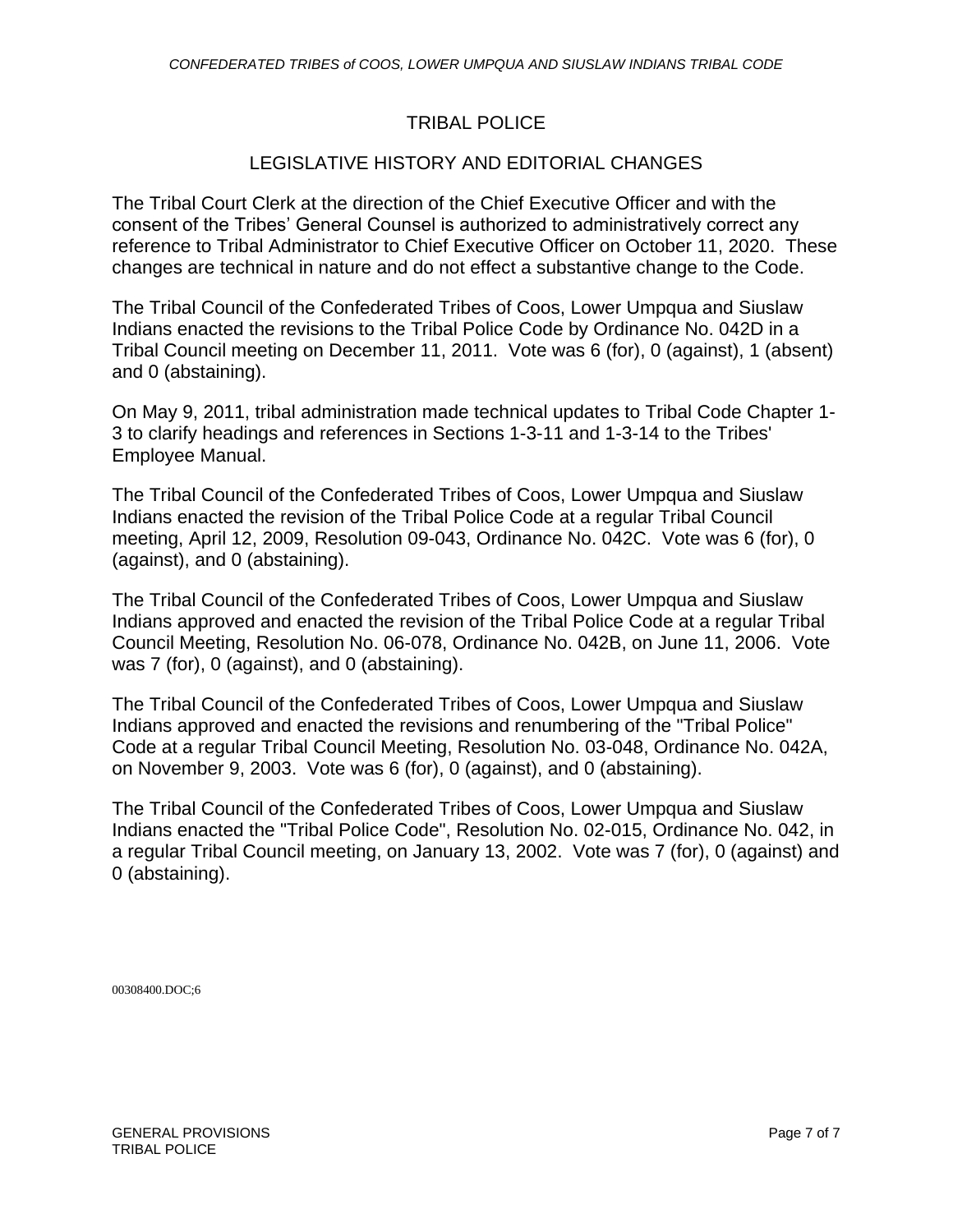## TRIBAL POLICE

### LEGISLATIVE HISTORY AND EDITORIAL CHANGES

The Tribal Court Clerk at the direction of the Chief Executive Officer and with the consent of the Tribes' General Counsel is authorized to administratively correct any reference to Tribal Administrator to Chief Executive Officer on October 11, 2020. These changes are technical in nature and do not effect a substantive change to the Code.

The Tribal Council of the Confederated Tribes of Coos, Lower Umpqua and Siuslaw Indians enacted the revisions to the Tribal Police Code by Ordinance No. 042D in a Tribal Council meeting on December 11, 2011. Vote was 6 (for), 0 (against), 1 (absent) and 0 (abstaining).

On May 9, 2011, tribal administration made technical updates to Tribal Code Chapter 1-3 to clarify headings and references in Sections 1-3-11 and 1-3-14 to the Tribes' Employee Manual.

The Tribal Council of the Confederated Tribes of Coos, Lower Umpqua and Siuslaw Indians enacted the revision of the Tribal Police Code at a regular Tribal Council meeting, April 12, 2009, Resolution 09-043, Ordinance No. 042C. Vote was 6 (for), 0 (against), and 0 (abstaining).

The Tribal Council of the Confederated Tribes of Coos, Lower Umpqua and Siuslaw Indians approved and enacted the revision of the Tribal Police Code at a regular Tribal Council Meeting, Resolution No. 06-078, Ordinance No. 042B, on June 11, 2006. Vote was 7 (for), 0 (against), and 0 (abstaining).

The Tribal Council of the Confederated Tribes of Coos, Lower Umpqua and Siuslaw Indians approved and enacted the revisions and renumbering of the "Tribal Police" Code at a regular Tribal Council Meeting, Resolution No. 03-048, Ordinance No. 042A, on November 9, 2003. Vote was 6 (for), 0 (against), and 0 (abstaining).

The Tribal Council of the Confederated Tribes of Coos, Lower Umpqua and Siuslaw Indians enacted the "Tribal Police Code", Resolution No. 02-015, Ordinance No. 042, in a regular Tribal Council meeting, on January 13, 2002. Vote was 7 (for), 0 (against) and 0 (abstaining).

00308400.DOC;6